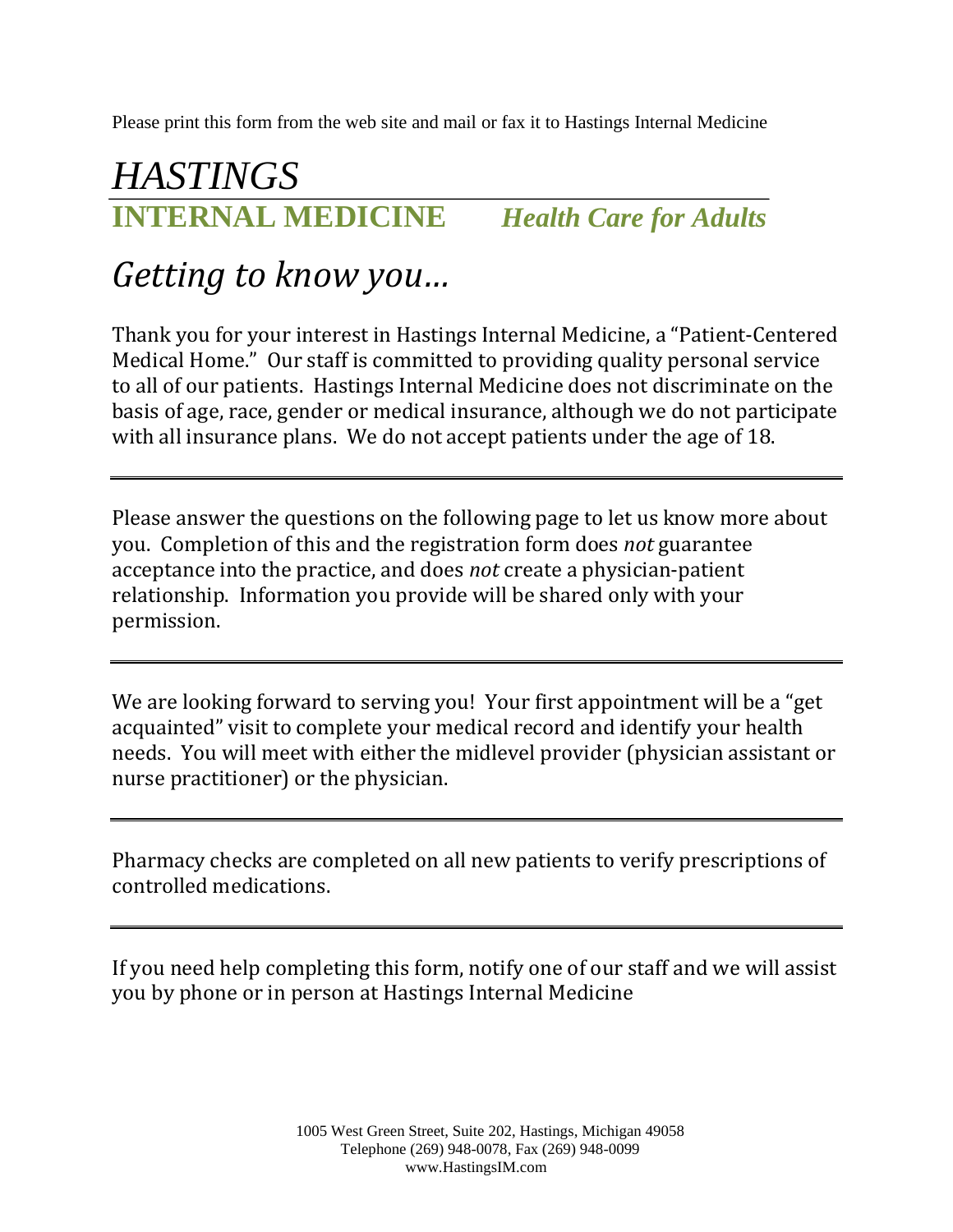Please print this form from the web site and mail or fax it to Hastings Internal Medicine

# *HASTINGS*

## INTERNAL MEDICINE *Health Care for Adults*

# *Getting to know you…*

Thank you for your interest in Hastings Internal Medicine, a "Patient-Centered Medical Home." Our staff is committed to providing quality personal service to all of our patients. Hastings Internal Medicine does not discriminate on the basis of age, race, gender or medical insurance, although we do not participate with all insurance plans. We do not accept patients under the age of 18.

---

Please answer the questions on the following page to let us know more about you. Completion of this and the registration form does *not* guarantee acceptance into the practice, and does *not* create a physician-patient relationship. Information you provide will be shared only with your permission.

---

We are looking forward to serving you! Your first appointment will be a "get acquainted" visit to complete your medical record and identify your health needs. You will meet with either the midlevel provider (physician assistant or nurse practitioner) or the physician.

---

Pharmacy checks are completed on all new patients to verify prescriptions of controlled medications.

---

If you need help completing this form, notify one of our staff and we will assist you by phone or in person at Hastings Internal Medicine

1005 West Green Street, Suite 202, Hastings, Michigan 49058
Telephone (269) 948-0078, Fax (269) 948-0099
www.HastingsIM.com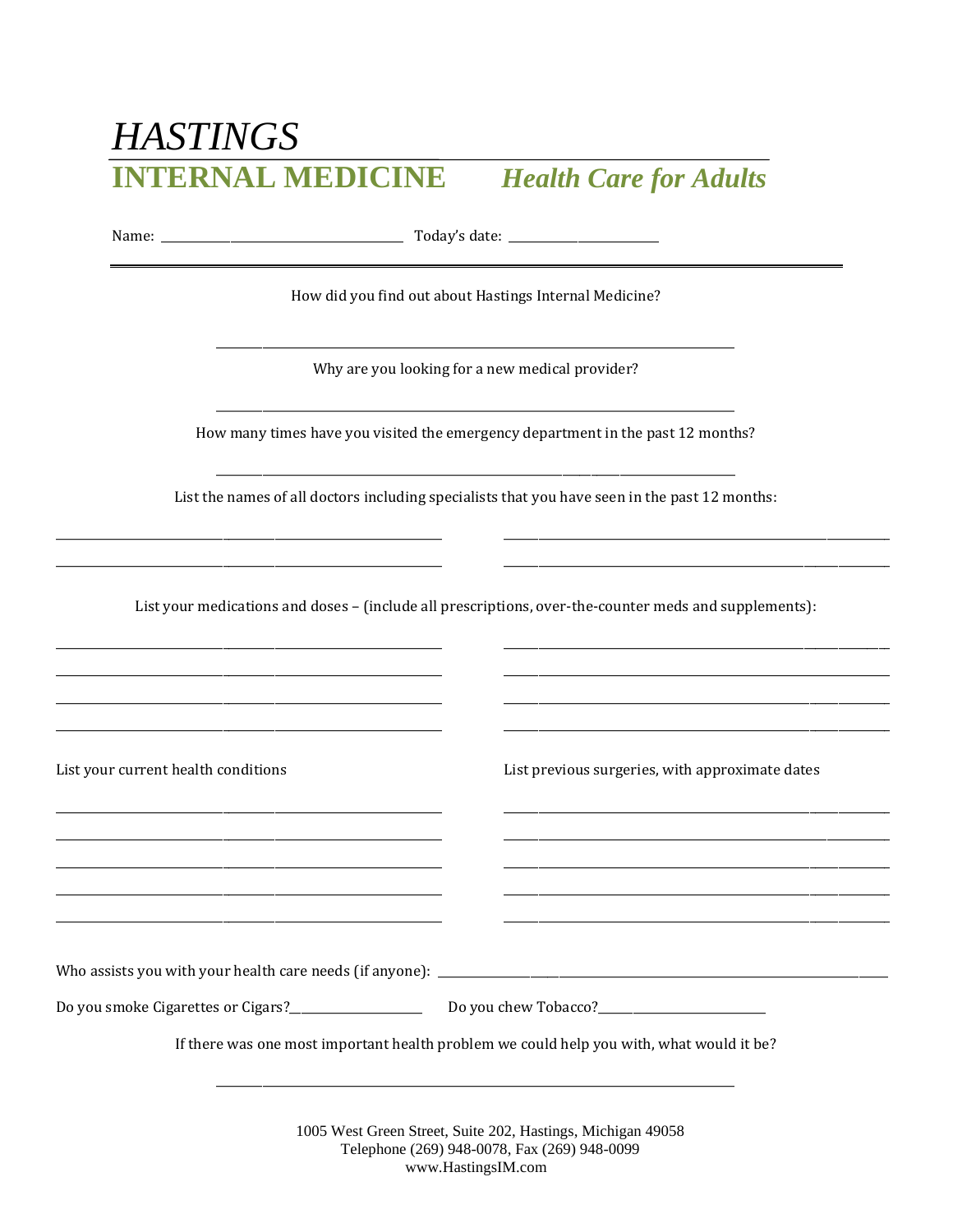# *HASTINGS*

## INTERNAL MEDICINE *Health Care for Adults*

Name: ______________________________ Today's date: __________________

How did you find out about Hastings Internal Medicine?

_______________________________________________________________

Why are you looking for a new medical provider?

_______________________________________________________________

How many times have you visited the emergency department in the past 12 months?

_______________________________________________________________

List the names of all doctors including specialists that you have seen in the past 12 months:

______________________________________ ______________________________________

______________________________________ ______________________________________

List your medications and doses – (include all prescriptions, over-the-counter meds and supplements):

______________________________________ ______________________________________

______________________________________ ______________________________________

______________________________________ ______________________________________

______________________________________ ______________________________________

List your current health conditions

______________________________________

______________________________________

______________________________________

______________________________________

______________________________________

List previous surgeries, with approximate dates

______________________________________

______________________________________

______________________________________

______________________________________

______________________________________

Who assists you with your health care needs (if anyone): ________________________________________

Do you smoke Cigarettes or Cigars?________________ Do you chew Tobacco?____________________

If there was one most important health problem we could help you with, what would it be?

_______________________________________________________________

1005 West Green Street, Suite 202, Hastings, Michigan 49058
Telephone (269) 948-0078, Fax (269) 948-0099
www.HastingsIM.com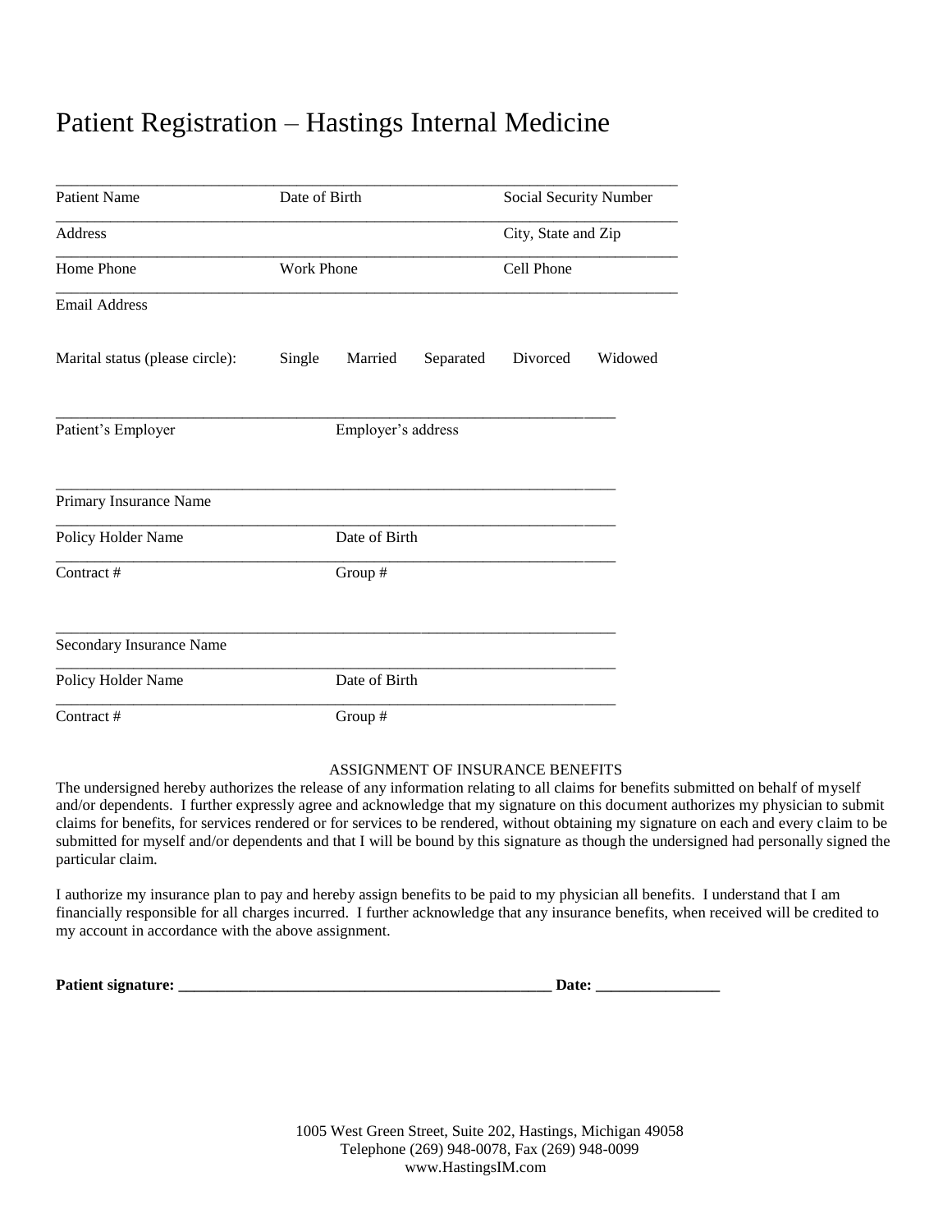# Patient Registration – Hastings Internal Medicine

| | | |
|---|---|---|
| Patient Name | Date of Birth | Social Security Number |
| Address | | City, State and Zip |
| Home Phone | Work Phone | Cell Phone |
| Email Address | | |

Marital status (please circle): Single Married Separated Divorced Widowed

| | |
|---|---|
| Patient's Employer | Employer's address |

| | |
|---|---|
| Primary Insurance Name | |
| Policy Holder Name | Date of Birth |
| Contract # | Group # |

| | |
|---|---|
| Secondary Insurance Name | |
| Policy Holder Name | Date of Birth |
| Contract # | Group # |

ASSIGNMENT OF INSURANCE BENEFITS

The undersigned hereby authorizes the release of any information relating to all claims for benefits submitted on behalf of myself and/or dependents. I further expressly agree and acknowledge that my signature on this document authorizes my physician to submit claims for benefits, for services rendered or for services to be rendered, without obtaining my signature on each and every claim to be submitted for myself and/or dependents and that I will be bound by this signature as though the undersigned had personally signed the particular claim.

I authorize my insurance plan to pay and hereby assign benefits to be paid to my physician all benefits. I understand that I am financially responsible for all charges incurred. I further acknowledge that any insurance benefits, when received will be credited to my account in accordance with the above assignment.

**Patient signature: \_\_\_\_\_\_\_\_\_\_\_\_\_\_\_\_\_\_\_\_\_\_\_\_\_\_\_\_\_\_\_\_\_\_\_\_\_\_\_\_\_\_\_\_\_\_\_\_\_\_ Date: \_\_\_\_\_\_\_\_\_\_\_\_\_\_\_\_\_**

1005 West Green Street, Suite 202, Hastings, Michigan 49058
Telephone (269) 948-0078, Fax (269) 948-0099
www.HastingsIM.com